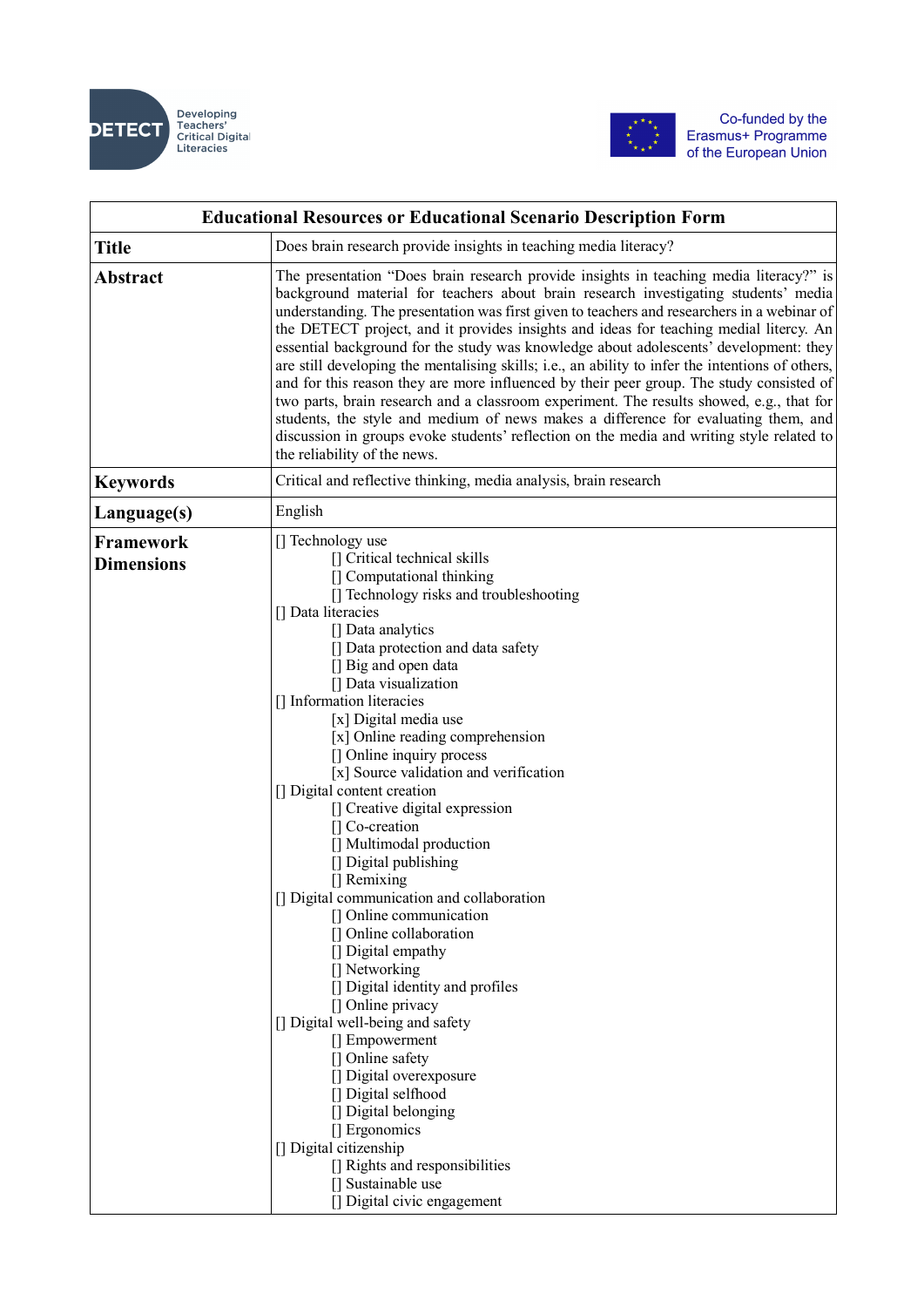Developing Teachers' Critical Digital Literacies

Co-funded by the Erasmus+ Programme of the European Union

| Educational Resources or Educational Scenario Description Form | |
|---|---|
| **Title** | Does brain research provide insights in teaching media literacy? |
| **Abstract** | The presentation "Does brain research provide insights in teaching media literacy?" is background material for teachers about brain research investigating students' media understanding. The presentation was first given to teachers and researchers in a webinar of the DETECT project, and it provides insights and ideas for teaching medial litercy. An essential background for the study was knowledge about adolescents' development: they are still developing the mentalising skills; i.e., an ability to infer the intentions of others, and for this reason they are more influenced by their peer group. The study consisted of two parts, brain research and a classroom experiment. The results showed, e.g., that for students, the style and medium of news makes a difference for evaluating them, and discussion in groups evoke students' reflection on the media and writing style related to the reliability of the news. |
| **Keywords** | Critical and reflective thinking, media analysis, brain research |
| **Language(s)** | English |
| **Framework Dimensions** | [] Technology use<br>&nbsp;&nbsp;&nbsp;&nbsp;[] Critical technical skills<br>&nbsp;&nbsp;&nbsp;&nbsp;[] Computational thinking<br>&nbsp;&nbsp;&nbsp;&nbsp;[] Technology risks and troubleshooting<br>[] Data literacies<br>&nbsp;&nbsp;&nbsp;&nbsp;[] Data analytics<br>&nbsp;&nbsp;&nbsp;&nbsp;[] Data protection and data safety<br>&nbsp;&nbsp;&nbsp;&nbsp;[] Big and open data<br>&nbsp;&nbsp;&nbsp;&nbsp;[] Data visualization<br>[] Information literacies<br>&nbsp;&nbsp;&nbsp;&nbsp;[x] Digital media use<br>&nbsp;&nbsp;&nbsp;&nbsp;[x] Online reading comprehension<br>&nbsp;&nbsp;&nbsp;&nbsp;[] Online inquiry process<br>&nbsp;&nbsp;&nbsp;&nbsp;[x] Source validation and verification<br>[] Digital content creation<br>&nbsp;&nbsp;&nbsp;&nbsp;[] Creative digital expression<br>&nbsp;&nbsp;&nbsp;&nbsp;[] Co-creation<br>&nbsp;&nbsp;&nbsp;&nbsp;[] Multimodal production<br>&nbsp;&nbsp;&nbsp;&nbsp;[] Digital publishing<br>&nbsp;&nbsp;&nbsp;&nbsp;[] Remixing<br>[] Digital communication and collaboration<br>&nbsp;&nbsp;&nbsp;&nbsp;[] Online communication<br>&nbsp;&nbsp;&nbsp;&nbsp;[] Online collaboration<br>&nbsp;&nbsp;&nbsp;&nbsp;[] Digital empathy<br>&nbsp;&nbsp;&nbsp;&nbsp;[] Networking<br>&nbsp;&nbsp;&nbsp;&nbsp;[] Digital identity and profiles<br>&nbsp;&nbsp;&nbsp;&nbsp;[] Online privacy<br>[] Digital well-being and safety<br>&nbsp;&nbsp;&nbsp;&nbsp;[] Empowerment<br>&nbsp;&nbsp;&nbsp;&nbsp;[] Online safety<br>&nbsp;&nbsp;&nbsp;&nbsp;[] Digital overexposure<br>&nbsp;&nbsp;&nbsp;&nbsp;[] Digital selfhood<br>&nbsp;&nbsp;&nbsp;&nbsp;[] Digital belonging<br>&nbsp;&nbsp;&nbsp;&nbsp;[] Ergonomics<br>[] Digital citizenship<br>&nbsp;&nbsp;&nbsp;&nbsp;[] Rights and responsibilities<br>&nbsp;&nbsp;&nbsp;&nbsp;[] Sustainable use<br>&nbsp;&nbsp;&nbsp;&nbsp;[] Digital civic engagement |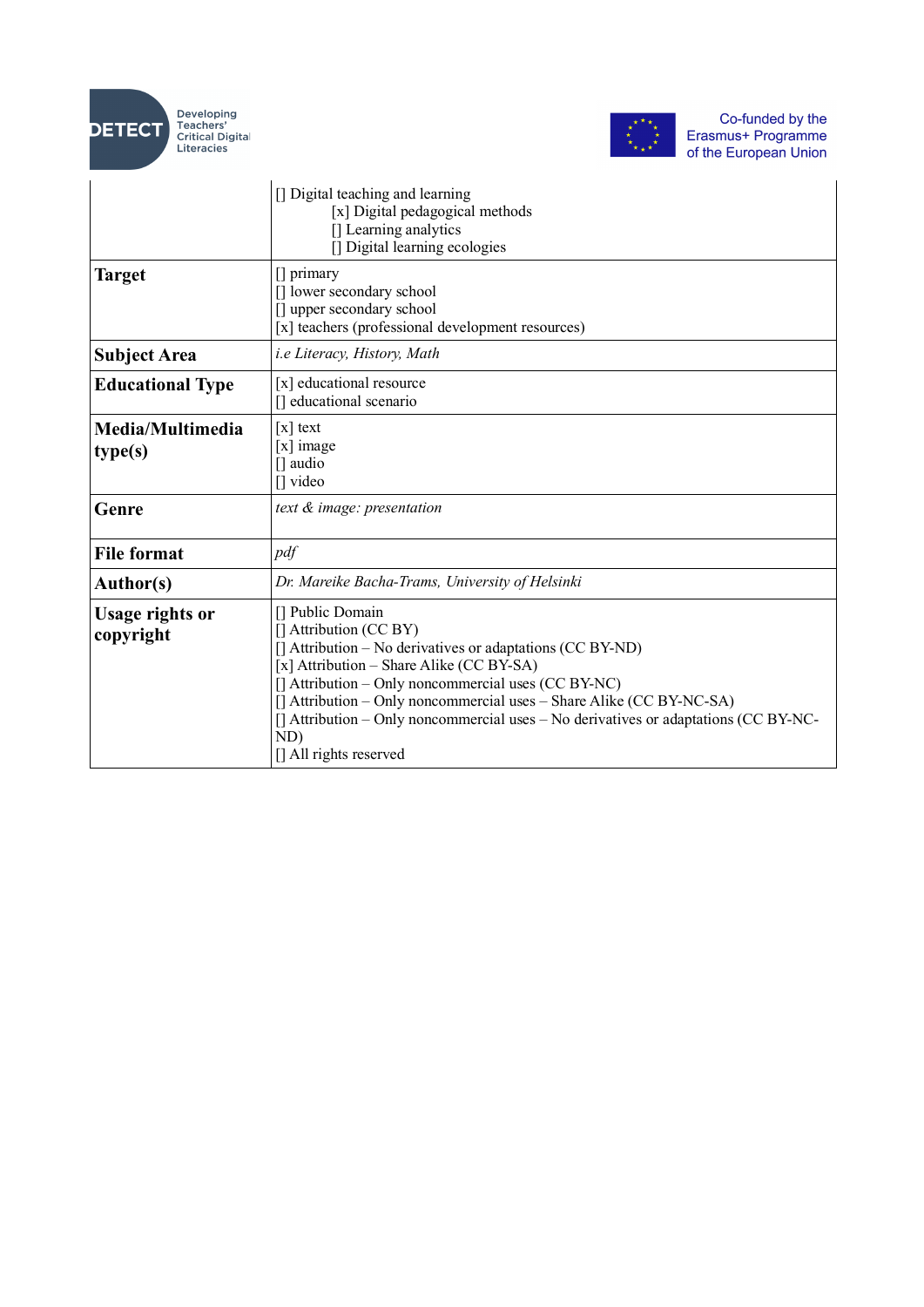| | |
|---|---|
| | [] Digital teaching and learning<br>[x] Digital pedagogical methods<br>[] Learning analytics<br>[] Digital learning ecologies |
| **Target** | [] primary<br>[] lower secondary school<br>[] upper secondary school<br>[x] teachers (professional development resources) |
| **Subject Area** | *i.e Literacy, History, Math* |
| **Educational Type** | [x] educational resource<br>[] educational scenario |
| **Media/Multimedia type(s)** | [x] text<br>[x] image<br>[] audio<br>[] video |
| **Genre** | *text & image: presentation* |
| **File format** | *pdf* |
| **Author(s)** | *Dr. Mareike Bacha-Trams, University of Helsinki* |
| **Usage rights or copyright** | [] Public Domain<br>[] Attribution (CC BY)<br>[] Attribution – No derivatives or adaptations (CC BY-ND)<br>[x] Attribution – Share Alike (CC BY-SA)<br>[] Attribution – Only noncommercial uses (CC BY-NC)<br>[] Attribution – Only noncommercial uses – Share Alike (CC BY-NC-SA)<br>[] Attribution – Only noncommercial uses – No derivatives or adaptations (CC BY-NC-ND)<br>[] All rights reserved |